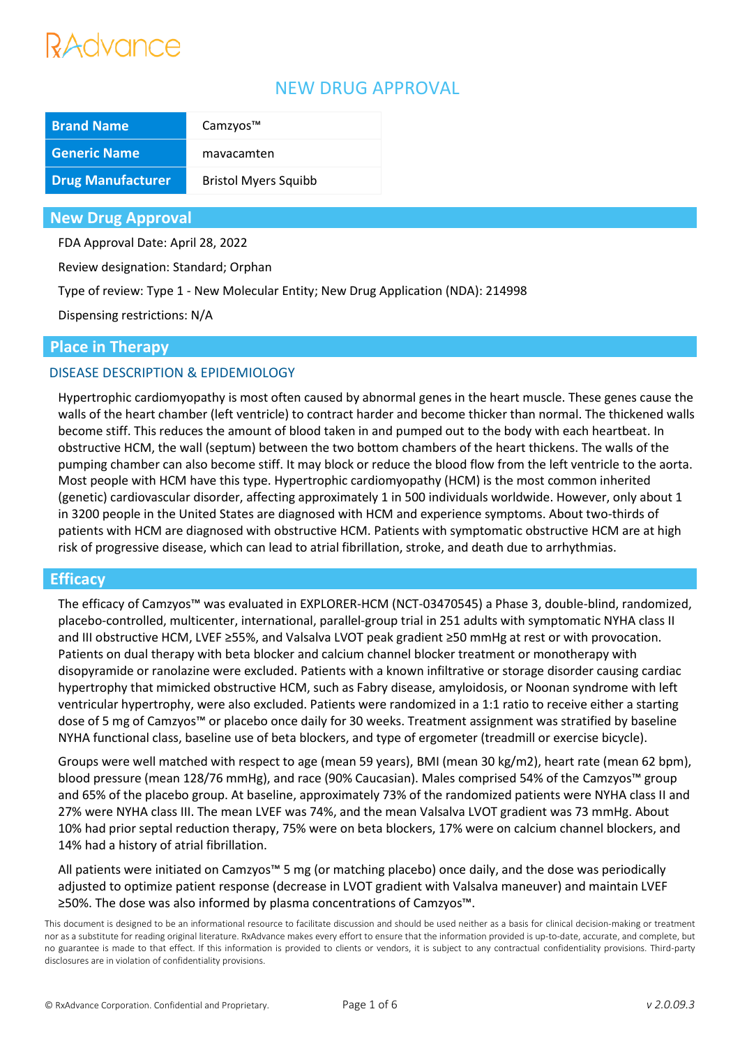RAdvance

# NEW DRUG APPROVAL

| Brand Name | Camzyos™ |
|---|---|
| Generic Name | mavacamten |
| Drug Manufacturer | Bristol Myers Squibb |

## New Drug Approval

FDA Approval Date: April 28, 2022

Review designation: Standard; Orphan

Type of review: Type 1 - New Molecular Entity; New Drug Application (NDA): 214998

Dispensing restrictions: N/A

## Place in Therapy

### DISEASE DESCRIPTION & EPIDEMIOLOGY

Hypertrophic cardiomyopathy is most often caused by abnormal genes in the heart muscle. These genes cause the walls of the heart chamber (left ventricle) to contract harder and become thicker than normal. The thickened walls become stiff. This reduces the amount of blood taken in and pumped out to the body with each heartbeat. In obstructive HCM, the wall (septum) between the two bottom chambers of the heart thickens. The walls of the pumping chamber can also become stiff. It may block or reduce the blood flow from the left ventricle to the aorta. Most people with HCM have this type. Hypertrophic cardiomyopathy (HCM) is the most common inherited (genetic) cardiovascular disorder, affecting approximately 1 in 500 individuals worldwide. However, only about 1 in 3200 people in the United States are diagnosed with HCM and experience symptoms. About two-thirds of patients with HCM are diagnosed with obstructive HCM. Patients with symptomatic obstructive HCM are at high risk of progressive disease, which can lead to atrial fibrillation, stroke, and death due to arrhythmias.

## Efficacy

The efficacy of Camzyos™ was evaluated in EXPLORER-HCM (NCT-03470545) a Phase 3, double-blind, randomized, placebo-controlled, multicenter, international, parallel-group trial in 251 adults with symptomatic NYHA class II and III obstructive HCM, LVEF ≥55%, and Valsalva LVOT peak gradient ≥50 mmHg at rest or with provocation. Patients on dual therapy with beta blocker and calcium channel blocker treatment or monotherapy with disopyramide or ranolazine were excluded. Patients with a known infiltrative or storage disorder causing cardiac hypertrophy that mimicked obstructive HCM, such as Fabry disease, amyloidosis, or Noonan syndrome with left ventricular hypertrophy, were also excluded. Patients were randomized in a 1:1 ratio to receive either a starting dose of 5 mg of Camzyos™ or placebo once daily for 30 weeks. Treatment assignment was stratified by baseline NYHA functional class, baseline use of beta blockers, and type of ergometer (treadmill or exercise bicycle).

Groups were well matched with respect to age (mean 59 years), BMI (mean 30 kg/m2), heart rate (mean 62 bpm), blood pressure (mean 128/76 mmHg), and race (90% Caucasian). Males comprised 54% of the Camzyos™ group and 65% of the placebo group. At baseline, approximately 73% of the randomized patients were NYHA class II and 27% were NYHA class III. The mean LVEF was 74%, and the mean Valsalva LVOT gradient was 73 mmHg. About 10% had prior septal reduction therapy, 75% were on beta blockers, 17% were on calcium channel blockers, and 14% had a history of atrial fibrillation.

All patients were initiated on Camzyos™ 5 mg (or matching placebo) once daily, and the dose was periodically adjusted to optimize patient response (decrease in LVOT gradient with Valsalva maneuver) and maintain LVEF ≥50%. The dose was also informed by plasma concentrations of Camzyos™.

This document is designed to be an informational resource to facilitate discussion and should be used neither as a basis for clinical decision-making or treatment nor as a substitute for reading original literature. RxAdvance makes every effort to ensure that the information provided is up-to-date, accurate, and complete, but no guarantee is made to that effect. If this information is provided to clients or vendors, it is subject to any contractual confidentiality provisions. Third-party disclosures are in violation of confidentiality provisions.

© RxAdvance Corporation. Confidential and Proprietary.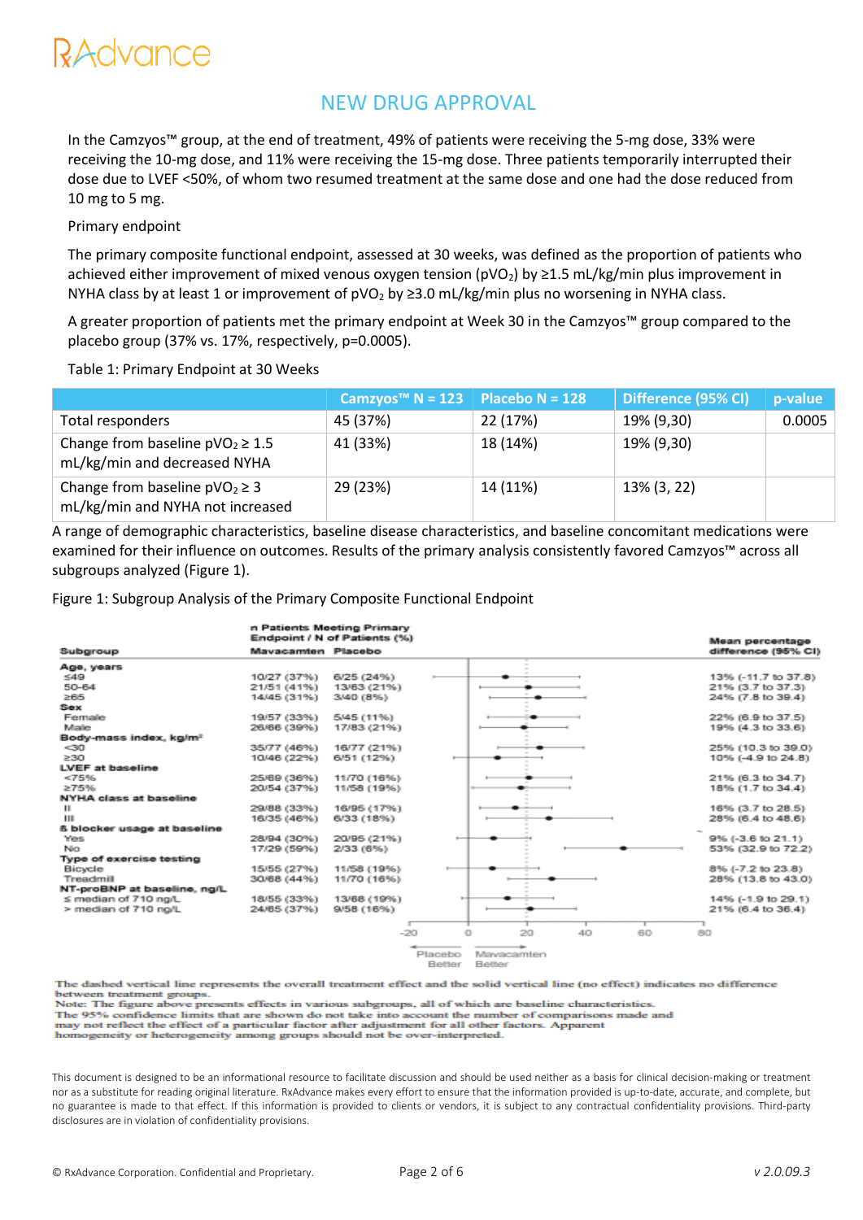In the Camzyos™ group, at the end of treatment, 49% of patients were receiving the 5-mg dose, 33% were receiving the 10-mg dose, and 11% were receiving the 15-mg dose. Three patients temporarily interrupted their dose due to LVEF <50%, of whom two resumed treatment at the same dose and one had the dose reduced from 10 mg to 5 mg.

Primary endpoint

The primary composite functional endpoint, assessed at 30 weeks, was defined as the proportion of patients who achieved either improvement of mixed venous oxygen tension ($pVO_2$) by ≥1.5 mL/kg/min plus improvement in NYHA class by at least 1 or improvement of $pVO_2$ by ≥3.0 mL/kg/min plus no worsening in NYHA class.

A greater proportion of patients met the primary endpoint at Week 30 in the Camzyos™ group compared to the placebo group (37% vs. 17%, respectively, p=0.0005).

Table 1: Primary Endpoint at 30 Weeks

| | Camzyos™ N = 123 | Placebo N = 128 | Difference (95% CI) | p-value |
|---|---|---|---|---|
| Total responders | 45 (37%) | 22 (17%) | 19% (9,30) | 0.0005 |
| Change from baseline $pVO_2$ ≥ 1.5 mL/kg/min and decreased NYHA | 41 (33%) | 18 (14%) | 19% (9,30) | |
| Change from baseline $pVO_2$ ≥ 3 mL/kg/min and NYHA not increased | 29 (23%) | 14 (11%) | 13% (3, 22) | |

A range of demographic characteristics, baseline disease characteristics, and baseline concomitant medications were examined for their influence on outcomes. Results of the primary analysis consistently favored Camzyos™ across all subgroups analyzed (Figure 1).

Figure 1: Subgroup Analysis of the Primary Composite Functional Endpoint

| Subgroup | Mavacamten n/N (%) | Placebo n/N (%) | Mean percentage difference (95% CI) |
|---|---|---|---|
| **Age, years** | | | |
| ≤49 | 10/27 (37%) | 6/25 (24%) | 13% (-11.7 to 37.8) |
| 50-64 | 21/51 (41%) | 13/63 (21%) | 21% (3.7 to 37.3) |
| ≥65 | 14/45 (31%) | 3/40 (8%) | 24% (7.8 to 39.4) |
| **Sex** | | | |
| Female | 19/57 (33%) | 5/45 (11%) | 22% (6.9 to 37.5) |
| Male | 26/66 (39%) | 17/83 (21%) | 19% (4.3 to 33.6) |
| **Body-mass index, kg/m²** | | | |
| <30 | 35/77 (46%) | 16/77 (21%) | 25% (10.3 to 39.0) |
| ≥30 | 10/46 (22%) | 6/51 (12%) | 10% (-4.9 to 24.8) |
| **LVEF at baseline** | | | |
| <75% | 25/69 (36%) | 11/70 (16%) | 21% (6.3 to 34.7) |
| ≥75% | 20/54 (37%) | 11/58 (19%) | 18% (1.7 to 34.4) |
| **NYHA class at baseline** | | | |
| II | 29/88 (33%) | 16/95 (17%) | 16% (3.7 to 28.5) |
| III | 16/35 (46%) | 6/33 (18%) | 28% (6.4 to 48.6) |
| **ß blocker usage at baseline** | | | |
| Yes | 28/94 (30%) | 20/95 (21%) | 9% (-3.6 to 21.1) |
| No | 17/29 (59%) | 2/33 (6%) | 53% (32.9 to 72.2) |
| **Type of exercise testing** | | | |
| Bicycle | 15/55 (27%) | 11/58 (19%) | 8% (-7.2 to 23.8) |
| Treadmill | 30/68 (44%) | 11/70 (16%) | 28% (13.8 to 43.0) |
| **NT-proBNP at baseline, ng/L** | | | |
| ≤ median of 710 ng/L | 18/55 (33%) | 13/68 (19%) | 14% (-1.9 to 29.1) |
| > median of 710 ng/L | 24/65 (37%) | 9/58 (16%) | 21% (6.4 to 36.4) |

The dashed vertical line represents the overall treatment effect and the solid vertical line (no effect) indicates no difference between treatment groups.
Note: The figure above presents effects in various subgroups, all of which are baseline characteristics.
The 95% confidence limits that are shown do not take into account the number of comparisons made and may not reflect the effect of a particular factor after adjustment for all other factors. Apparent homogeneity or heterogeneity among groups should not be over-interpreted.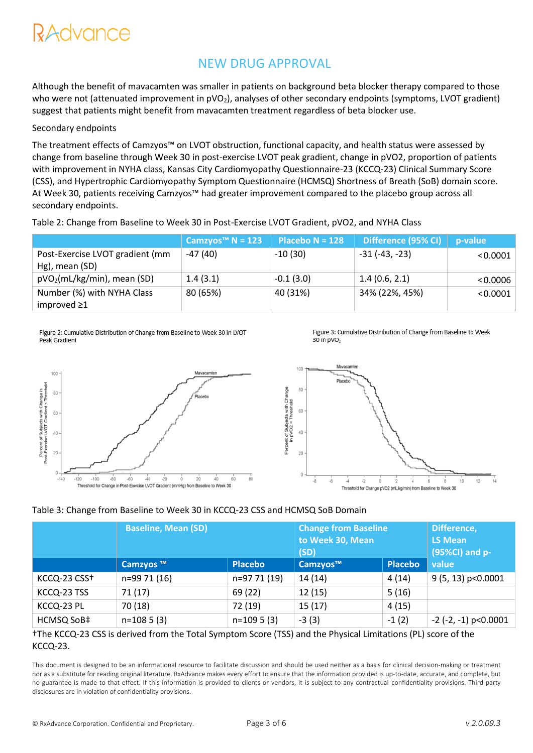## NEW DRUG APPROVAL

Although the benefit of mavacamten was smaller in patients on background beta blocker therapy compared to those who were not (attenuated improvement in $pVO_2$), analyses of other secondary endpoints (symptoms, LVOT gradient) suggest that patients might benefit from mavacamten treatment regardless of beta blocker use.

Secondary endpoints

The treatment effects of Camzyos™ on LVOT obstruction, functional capacity, and health status were assessed by change from baseline through Week 30 in post-exercise LVOT peak gradient, change in pVO2, proportion of patients with improvement in NYHA class, Kansas City Cardiomyopathy Questionnaire-23 (KCCQ-23) Clinical Summary Score (CSS), and Hypertrophic Cardiomyopathy Symptom Questionnaire (HCMSQ) Shortness of Breath (SoB) domain score. At Week 30, patients receiving Camzyos™ had greater improvement compared to the placebo group across all secondary endpoints.

Table 2: Change from Baseline to Week 30 in Post-Exercise LVOT Gradient, pVO2, and NYHA Class

| | Camzyos™ N = 123 | Placebo N = 128 | Difference (95% CI) | p-value |
|---|---|---|---|---|
| Post-Exercise LVOT gradient (mm Hg), mean (SD) | -47 (40) | -10 (30) | -31 (-43, -23) | <0.0001 |
| $pVO_2$(mL/kg/min), mean (SD) | 1.4 (3.1) | -0.1 (3.0) | 1.4 (0.6, 2.1) | <0.0006 |
| Number (%) with NYHA Class improved ≥1 | 80 (65%) | 40 (31%) | 34% (22%, 45%) | <0.0001 |

Figure 2: Cumulative Distribution of Change from Baseline to Week 30 in LVOT Peak Gradient

Figure 3: Cumulative Distribution of Change from Baseline to Week 30 in $pVO_2$

Table 3: Change from Baseline to Week 30 in KCCQ-23 CSS and HCMSQ SoB Domain

| | Baseline, Mean (SD) | | Change from Baseline to Week 30, Mean (SD) | | Difference, LS Mean (95%CI) and p-value |
|---|---|---|---|---|---|
| | Camzyos ™ | Placebo | Camzyos™ | Placebo | |
| KCCQ-23 CSS† | n=99 71 (16) | n=97 71 (19) | 14 (14) | 4 (14) | 9 (5, 13) p<0.0001 |
| KCCQ-23 TSS | 71 (17) | 69 (22) | 12 (15) | 5 (16) | |
| KCCQ-23 PL | 70 (18) | 72 (19) | 15 (17) | 4 (15) | |
| HCMSQ SoB‡ | n=108 5 (3) | n=109 5 (3) | -3 (3) | -1 (2) | -2 (-2, -1) p<0.0001 |

†The KCCQ-23 CSS is derived from the Total Symptom Score (TSS) and the Physical Limitations (PL) score of the KCCQ-23.

This document is designed to be an informational resource to facilitate discussion and should be used neither as a basis for clinical decision-making or treatment nor as a substitute for reading original literature. RxAdvance makes every effort to ensure that the information provided is up-to-date, accurate, and complete, but no guarantee is made to that effect. If this information is provided to clients or vendors, it is subject to any contractual confidentiality provisions. Third-party disclosures are in violation of confidentiality provisions.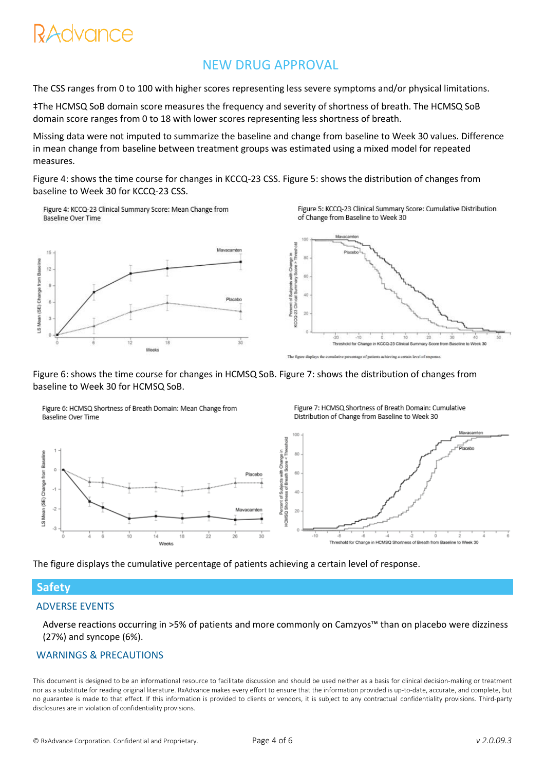## NEW DRUG APPROVAL

The CSS ranges from 0 to 100 with higher scores representing less severe symptoms and/or physical limitations.

‡The HCMSQ SoB domain score measures the frequency and severity of shortness of breath. The HCMSQ SoB domain score ranges from 0 to 18 with lower scores representing less shortness of breath.

Missing data were not imputed to summarize the baseline and change from baseline to Week 30 values. Difference in mean change from baseline between treatment groups was estimated using a mixed model for repeated measures.

Figure 4: shows the time course for changes in KCCQ-23 CSS. Figure 5: shows the distribution of changes from baseline to Week 30 for KCCQ-23 CSS.

Figure 4: KCCQ-23 Clinical Summary Score: Mean Change from Baseline Over Time

Figure 5: KCCQ-23 Clinical Summary Score: Cumulative Distribution of Change from Baseline to Week 30

The figure displays the cumulative percentage of patients achieving a certain level of response.

Figure 6: shows the time course for changes in HCMSQ SoB. Figure 7: shows the distribution of changes from baseline to Week 30 for HCMSQ SoB.

Figure 6: HCMSQ Shortness of Breath Domain: Mean Change from Baseline Over Time

Figure 7: HCMSQ Shortness of Breath Domain: Cumulative Distribution of Change from Baseline to Week 30

The figure displays the cumulative percentage of patients achieving a certain level of response.

## Safety

### ADVERSE EVENTS

Adverse reactions occurring in >5% of patients and more commonly on Camzyos™ than on placebo were dizziness (27%) and syncope (6%).

### WARNINGS & PRECAUTIONS

This document is designed to be an informational resource to facilitate discussion and should be used neither as a basis for clinical decision-making or treatment nor as a substitute for reading original literature. RxAdvance makes every effort to ensure that the information provided is up-to-date, accurate, and complete, but no guarantee is made to that effect. If this information is provided to clients or vendors, it is subject to any contractual confidentiality provisions. Third-party disclosures are in violation of confidentiality provisions.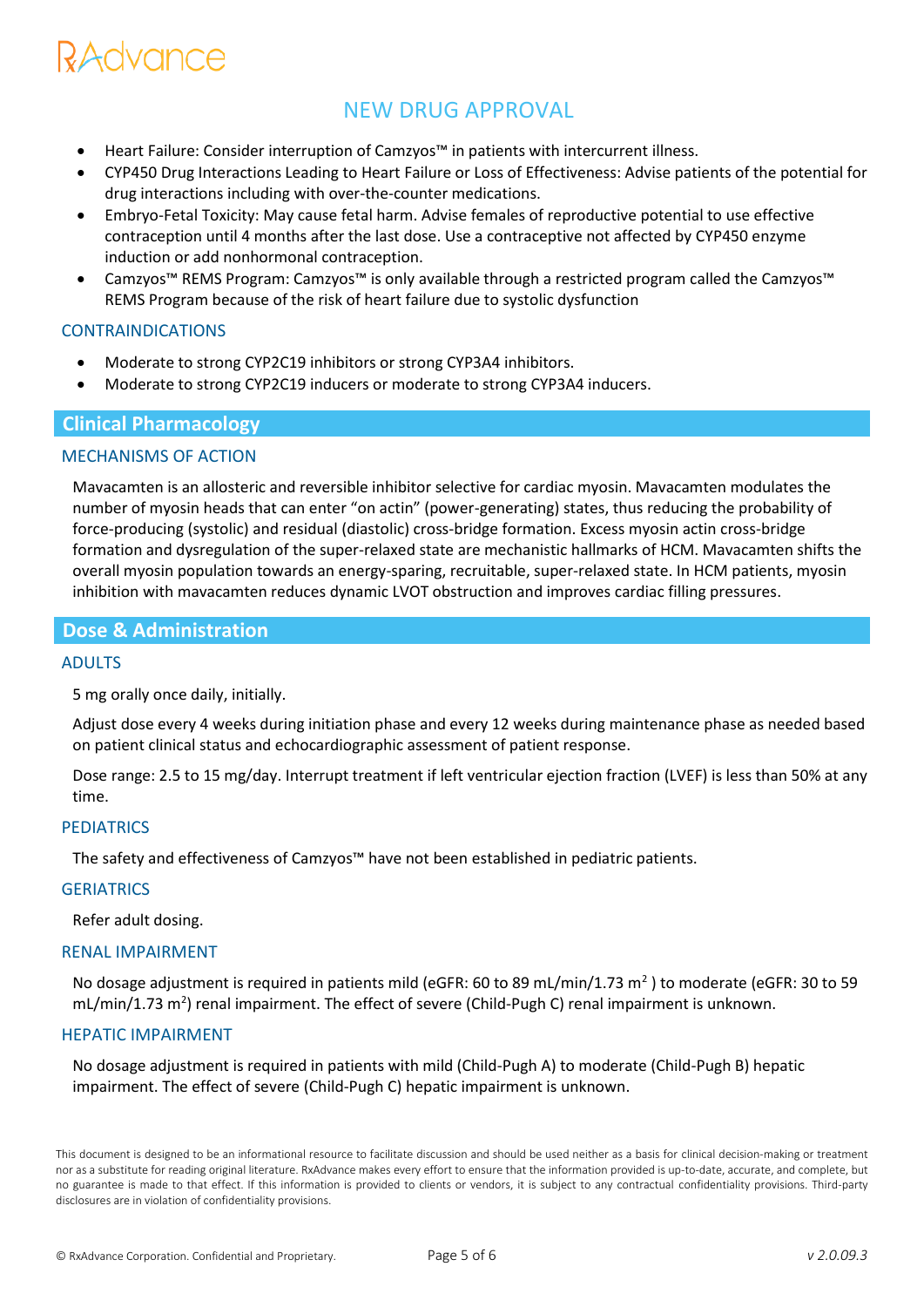- Heart Failure: Consider interruption of Camzyos™ in patients with intercurrent illness.
- CYP450 Drug Interactions Leading to Heart Failure or Loss of Effectiveness: Advise patients of the potential for drug interactions including with over-the-counter medications.
- Embryo-Fetal Toxicity: May cause fetal harm. Advise females of reproductive potential to use effective contraception until 4 months after the last dose. Use a contraceptive not affected by CYP450 enzyme induction or add nonhormonal contraception.
- Camzyos™ REMS Program: Camzyos™ is only available through a restricted program called the Camzyos™ REMS Program because of the risk of heart failure due to systolic dysfunction

### CONTRAINDICATIONS

- Moderate to strong CYP2C19 inhibitors or strong CYP3A4 inhibitors.
- Moderate to strong CYP2C19 inducers or moderate to strong CYP3A4 inducers.

## Clinical Pharmacology

### MECHANISMS OF ACTION

Mavacamten is an allosteric and reversible inhibitor selective for cardiac myosin. Mavacamten modulates the number of myosin heads that can enter "on actin" (power-generating) states, thus reducing the probability of force-producing (systolic) and residual (diastolic) cross-bridge formation. Excess myosin actin cross-bridge formation and dysregulation of the super-relaxed state are mechanistic hallmarks of HCM. Mavacamten shifts the overall myosin population towards an energy-sparing, recruitable, super-relaxed state. In HCM patients, myosin inhibition with mavacamten reduces dynamic LVOT obstruction and improves cardiac filling pressures.

## Dose & Administration

### ADULTS

5 mg orally once daily, initially.

Adjust dose every 4 weeks during initiation phase and every 12 weeks during maintenance phase as needed based on patient clinical status and echocardiographic assessment of patient response.

Dose range: 2.5 to 15 mg/day. Interrupt treatment if left ventricular ejection fraction (LVEF) is less than 50% at any time.

### PEDIATRICS

The safety and effectiveness of Camzyos™ have not been established in pediatric patients.

### GERIATRICS

Refer adult dosing.

### RENAL IMPAIRMENT

No dosage adjustment is required in patients mild (eGFR: 60 to 89 mL/min/1.73 $m^2$ ) to moderate (eGFR: 30 to 59 mL/min/1.73 $m^2$) renal impairment. The effect of severe (Child-Pugh C) renal impairment is unknown.

### HEPATIC IMPAIRMENT

No dosage adjustment is required in patients with mild (Child-Pugh A) to moderate (Child-Pugh B) hepatic impairment. The effect of severe (Child-Pugh C) hepatic impairment is unknown.

This document is designed to be an informational resource to facilitate discussion and should be used neither as a basis for clinical decision-making or treatment nor as a substitute for reading original literature. RxAdvance makes every effort to ensure that the information provided is up-to-date, accurate, and complete, but no guarantee is made to that effect. If this information is provided to clients or vendors, it is subject to any contractual confidentiality provisions. Third-party disclosures are in violation of confidentiality provisions.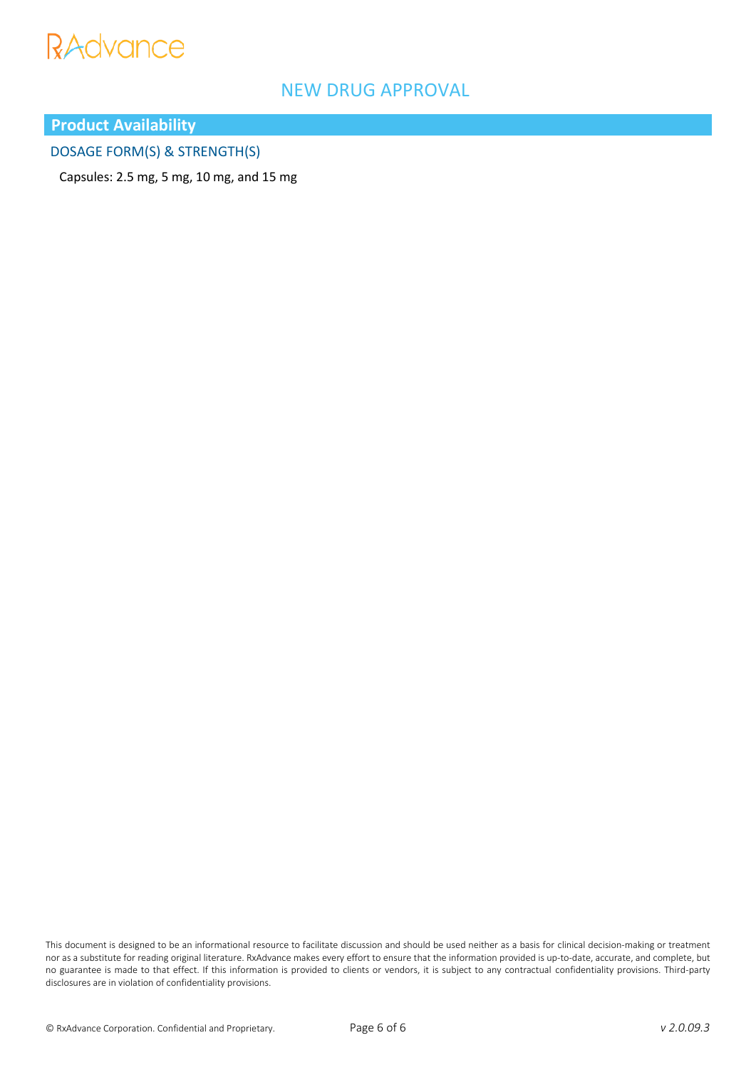## Product Availability

### DOSAGE FORM(S) & STRENGTH(S)

Capsules: 2.5 mg, 5 mg, 10 mg, and 15 mg

This document is designed to be an informational resource to facilitate discussion and should be used neither as a basis for clinical decision-making or treatment nor as a substitute for reading original literature. RxAdvance makes every effort to ensure that the information provided is up-to-date, accurate, and complete, but no guarantee is made to that effect. If this information is provided to clients or vendors, it is subject to any contractual confidentiality provisions. Third-party disclosures are in violation of confidentiality provisions.